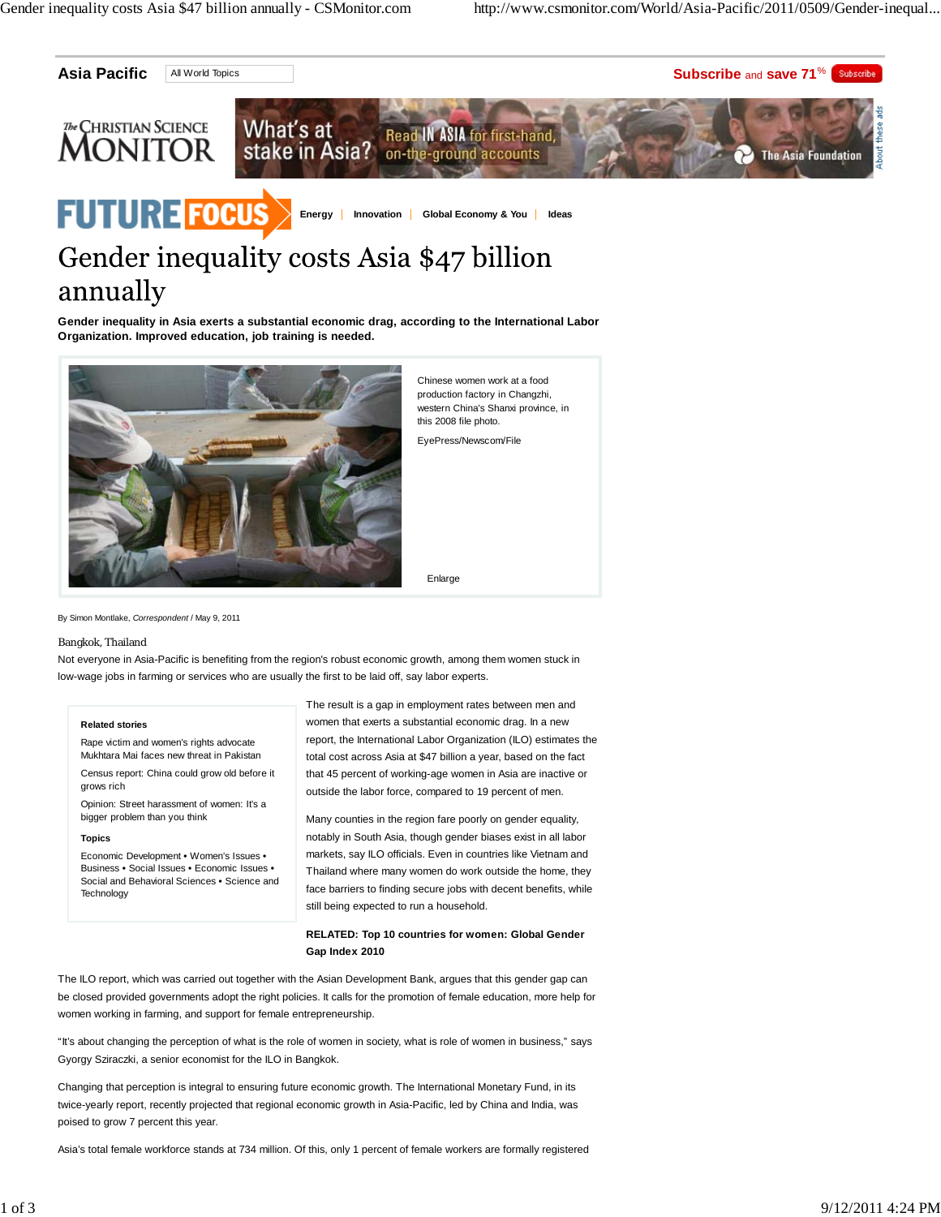# Gender inequality costs Asia $47 billion annually

**Gender inequality in Asia exerts a substantial economic drag, according to the International Labor Organization. Improved education, job training is needed.**

Chinese women work at a food production factory in Changzhi, western China's Shanxi province, in this 2008 file photo.

EyePress/Newscom/File

By Simon Montlake, *Correspondent* / May 9, 2011

Bangkok, Thailand

Not everyone in Asia-Pacific is benefiting from the region's robust economic growth, among them women stuck in low-wage jobs in farming or services who are usually the first to be laid off, say labor experts.

The result is a gap in employment rates between men and women that exerts a substantial economic drag. In a new report, the International Labor Organization (ILO) estimates the total cost across Asia at $47 billion a year, based on the fact that 45 percent of working-age women in Asia are inactive or outside the labor force, compared to 19 percent of men.

Many counties in the region fare poorly on gender equality, notably in South Asia, though gender biases exist in all labor markets, say ILO officials. Even in countries like Vietnam and Thailand where many women do work outside the home, they face barriers to finding secure jobs with decent benefits, while still being expected to run a household.

**RELATED: Top 10 countries for women: Global Gender Gap Index 2010**

The ILO report, which was carried out together with the Asian Development Bank, argues that this gender gap can be closed provided governments adopt the right policies. It calls for the promotion of female education, more help for women working in farming, and support for female entrepreneurship.

"It's about changing the perception of what is the role of women in society, what is role of women in business," says Gyorgy Sziraczki, a senior economist for the ILO in Bangkok.

Changing that perception is integral to ensuring future economic growth. The International Monetary Fund, in its twice-yearly report, recently projected that regional economic growth in Asia-Pacific, led by China and India, was poised to grow 7 percent this year.

Asia's total female workforce stands at 734 million. Of this, only 1 percent of female workers are formally registered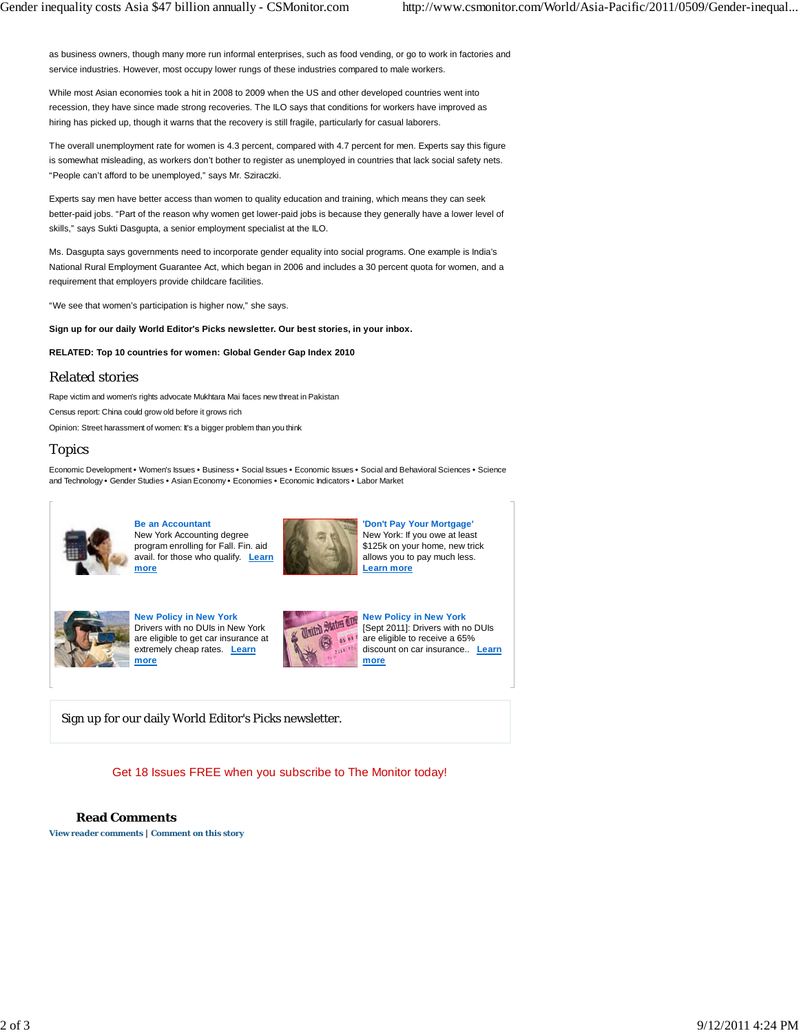as business owners, though many more run informal enterprises, such as food vending, or go to work in factories and service industries. However, most occupy lower rungs of these industries compared to male workers.

While most Asian economies took a hit in 2008 to 2009 when the US and other developed countries went into recession, they have since made strong recoveries. The ILO says that conditions for workers have improved as hiring has picked up, though it warns that the recovery is still fragile, particularly for casual laborers.

The overall unemployment rate for women is 4.3 percent, compared with 4.7 percent for men. Experts say this figure is somewhat misleading, as workers don't bother to register as unemployed in countries that lack social safety nets. "People can't afford to be unemployed," says Mr. Sziraczki.

Experts say men have better access than women to quality education and training, which means they can seek better-paid jobs. "Part of the reason why women get lower-paid jobs is because they generally have a lower level of skills," says Sukti Dasgupta, a senior employment specialist at the ILO.

Ms. Dasgupta says governments need to incorporate gender equality into social programs. One example is India's National Rural Employment Guarantee Act, which began in 2006 and includes a 30 percent quota for women, and a requirement that employers provide childcare facilities.

"We see that women's participation is higher now," she says.

**Sign up for our daily World Editor's Picks newsletter. Our best stories, in your inbox.**

**RELATED: Top 10 countries for women: Global Gender Gap Index 2010**

## Related stories

Rape victim and women's rights advocate Mukhtara Mai faces new threat in Pakistan

Census report: China could grow old before it grows rich

Opinion: Street harassment of women: It's a bigger problem than you think

## Topics

Economic Development • Women's Issues • Business • Social Issues • Economic Issues • Social and Behavioral Sciences • Science and Technology • Gender Studies • Asian Economy • Economies • Economic Indicators • Labor Market

**Be an Accountant**
New York Accounting degree program enrolling for Fall. Fin. aid avail. for those who qualify. **Learn more**

**'Don't Pay Your Mortgage'**
New York: If you owe at least $125k on your home, new trick allows you to pay much less. **Learn more**

**New Policy in New York**
Drivers with no DUIs in New York are eligible to get car insurance at extremely cheap rates. **Learn more**

**New Policy in New York**
[Sept 2011]: Drivers with no DUIs are eligible to receive a 65% discount on car insurance.. **Learn more**

Sign up for our daily World Editor's Picks newsletter.

Get 18 Issues FREE when you subscribe to The Monitor today!

### Read Comments

**View reader comments | Comment on this story**